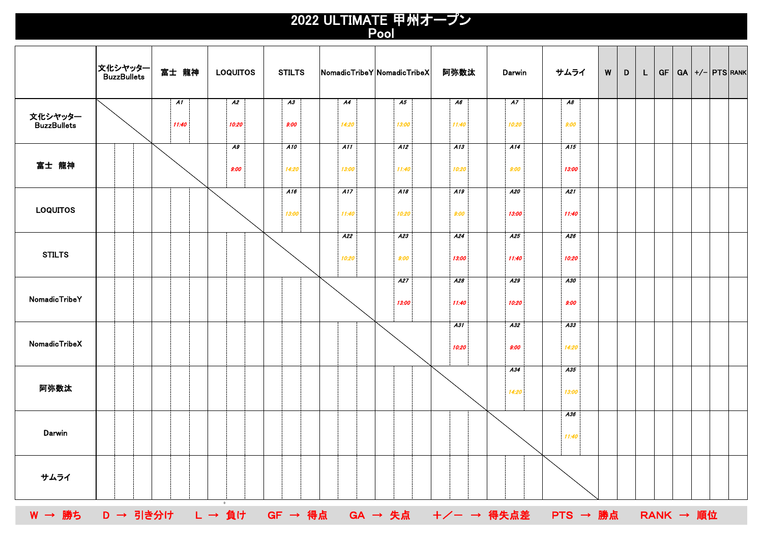# 2022 ULTIMATE 甲州オープン
## Pool

| | 文化シャッター BuzzBullets | 富士　龍神 | LOQUITOS | STILTS | NomadicTribeY | NomadicTribeX | 阿弥数汰 | Darwin | サムライ | W | D | L | GF | GA | +/- | PTS | RANK |
|---|---|---|---|---|---|---|---|---|---|---|---|---|---|---|---|---|---|
| 文化シャッター BuzzBullets | | A1 11:40 | A2 10:20 | A3 9:00 | A4 14:20 | A5 13:00 | A6 11:40 | A7 10:20 | A8 9:00 | | | | | | | | |
| 富士　龍神 | | | A9 9:00 | A10 14:20 | A11 13:00 | A12 11:40 | A13 10:20 | A14 9:00 | A15 13:00 | | | | | | | | |
| LOQUITOS | | | | A16 13:00 | A17 11:40 | A18 10:20 | A19 9:00 | A20 13:00 | A21 11:40 | | | | | | | | |
| STILTS | | | | | A22 10:20 | A23 9:00 | A24 13:00 | A25 11:40 | A26 10:20 | | | | | | | | |
| NomadicTribeY | | | | | | A27 13:00 | A28 11:40 | A29 10:20 | A30 9:00 | | | | | | | | |
| NomadicTribeX | | | | | | | A31 10:20 | A32 9:00 | A33 14:20 | | | | | | | | |
| 阿弥数汰 | | | | | | | | A34 14:20 | A35 13:00 | | | | | | | | |
| Darwin | | | | | | | | | A36 11:40 | | | | | | | | |
| サムライ | | | | | | | | | | | | | | | | | |

W → 勝ち　D → 引き分け　L → 負け　GF → 得点　GA → 失点　＋／－ → 得失点差　PTS → 勝点　RANK → 順位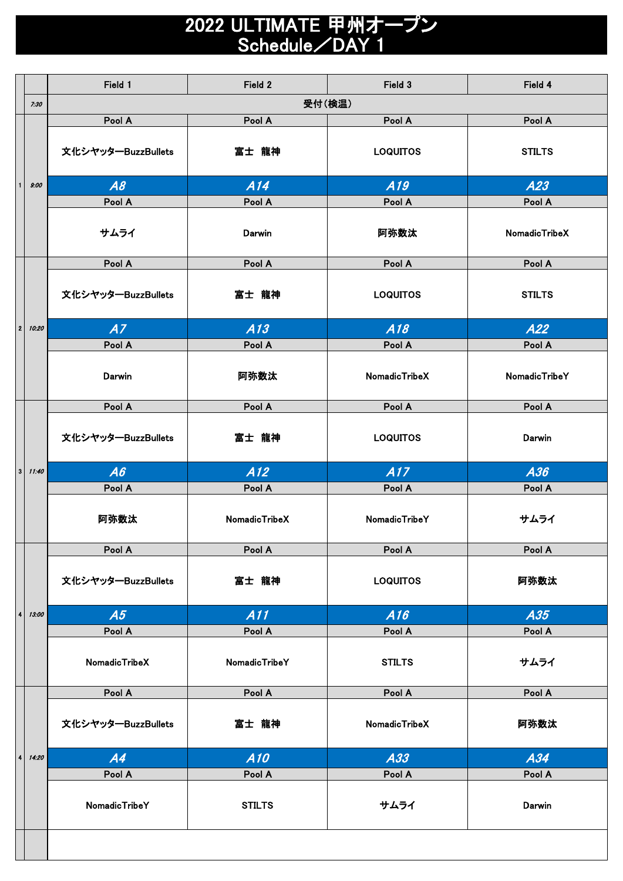# 2022 ULTIMATE 甲州オープン
## Schedule／DAY 1

| | | Field 1 | Field 2 | Field 3 | Field 4 |
|---|---|---|---|---|---|
| | 7:30 | 受付（検温） | | | |
| 1 | 9:00 | Pool A<br>文化シヤッターBuzzBullets<br>**A8**<br>Pool A<br>サムライ | Pool A<br>富士　龍神<br>**A14**<br>Pool A<br>Darwin | Pool A<br>LOQUITOS<br>**A19**<br>Pool A<br>阿弥数汰 | Pool A<br>STILTS<br>**A23**<br>Pool A<br>NomadicTribeX |
| 2 | 10:20 | Pool A<br>文化シヤッターBuzzBullets<br>**A7**<br>Pool A<br>Darwin | Pool A<br>富士　龍神<br>**A13**<br>Pool A<br>阿弥数汰 | Pool A<br>LOQUITOS<br>**A18**<br>Pool A<br>NomadicTribeX | Pool A<br>STILTS<br>**A22**<br>Pool A<br>NomadicTribeY |
| 3 | 11:40 | Pool A<br>文化シヤッターBuzzBullets<br>**A6**<br>Pool A<br>阿弥数汰 | Pool A<br>富士　龍神<br>**A12**<br>Pool A<br>NomadicTribeX | Pool A<br>LOQUITOS<br>**A17**<br>Pool A<br>NomadicTribeY | Pool A<br>Darwin<br>**A36**<br>Pool A<br>サムライ |
| 4 | 13:00 | Pool A<br>文化シヤッターBuzzBullets<br>**A5**<br>Pool A<br>NomadicTribeX | Pool A<br>富士　龍神<br>**A11**<br>Pool A<br>NomadicTribeY | Pool A<br>LOQUITOS<br>**A16**<br>Pool A<br>STILTS | Pool A<br>阿弥数汰<br>**A35**<br>Pool A<br>サムライ |
| 4 | 14:20 | Pool A<br>文化シヤッターBuzzBullets<br>**A4**<br>Pool A<br>NomadicTribeY | Pool A<br>富士　龍神<br>**A10**<br>Pool A<br>STILTS | Pool A<br>NomadicTribeX<br>**A33**<br>Pool A<br>サムライ | Pool A<br>阿弥数汰<br>**A34**<br>Pool A<br>Darwin |
| | | | | | |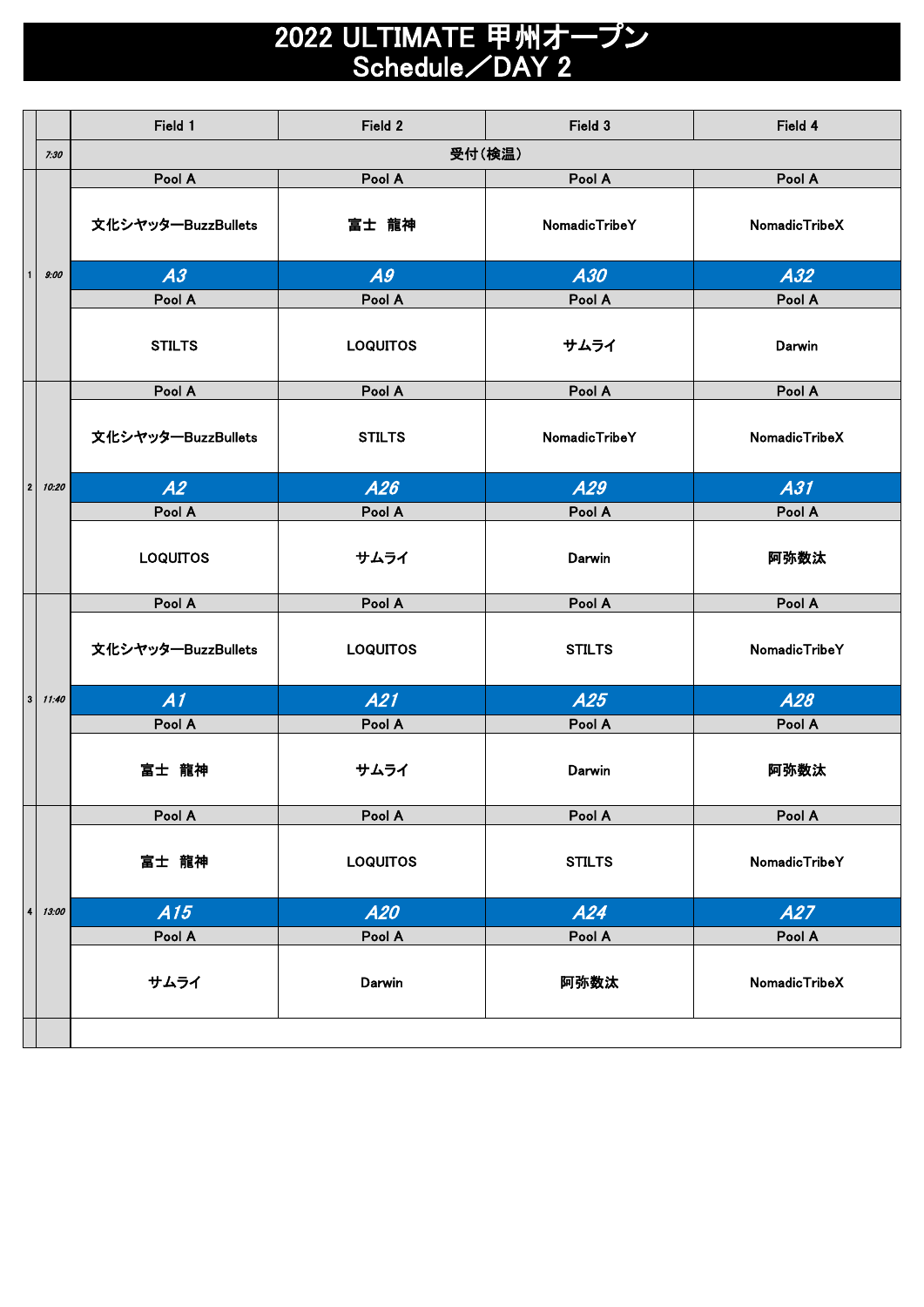# 2022 ULTIMATE 甲州オープン
# Schedule／DAY 2

| | | Field 1 | Field 2 | Field 3 | Field 4 |
|---|---|---|---|---|---|
| | 7:30 | 受付(検温) | | | |
| 1 | 9:00 | Pool A<br>文化シヤッターBuzzBullets<br>**A3**<br>Pool A<br>STILTS | Pool A<br>富士　龍神<br>**A9**<br>Pool A<br>LOQUITOS | Pool A<br>NomadicTribeY<br>**A30**<br>Pool A<br>サムライ | Pool A<br>NomadicTribeX<br>**A32**<br>Pool A<br>Darwin |
| 2 | 10:20 | Pool A<br>文化シヤッターBuzzBullets<br>**A2**<br>Pool A<br>LOQUITOS | Pool A<br>STILTS<br>**A26**<br>Pool A<br>サムライ | Pool A<br>NomadicTribeY<br>**A29**<br>Pool A<br>Darwin | Pool A<br>NomadicTribeX<br>**A31**<br>Pool A<br>阿弥数汰 |
| 3 | 11:40 | Pool A<br>文化シヤッターBuzzBullets<br>**A1**<br>Pool A<br>富士　龍神 | Pool A<br>LOQUITOS<br>**A21**<br>Pool A<br>サムライ | Pool A<br>STILTS<br>**A25**<br>Pool A<br>Darwin | Pool A<br>NomadicTribeY<br>**A28**<br>Pool A<br>阿弥数汰 |
| 4 | 13:00 | Pool A<br>富士　龍神<br>**A15**<br>Pool A<br>サムライ | Pool A<br>LOQUITOS<br>**A20**<br>Pool A<br>Darwin | Pool A<br>STILTS<br>**A24**<br>Pool A<br>阿弥数汰 | Pool A<br>NomadicTribeY<br>**A27**<br>Pool A<br>NomadicTribeX |